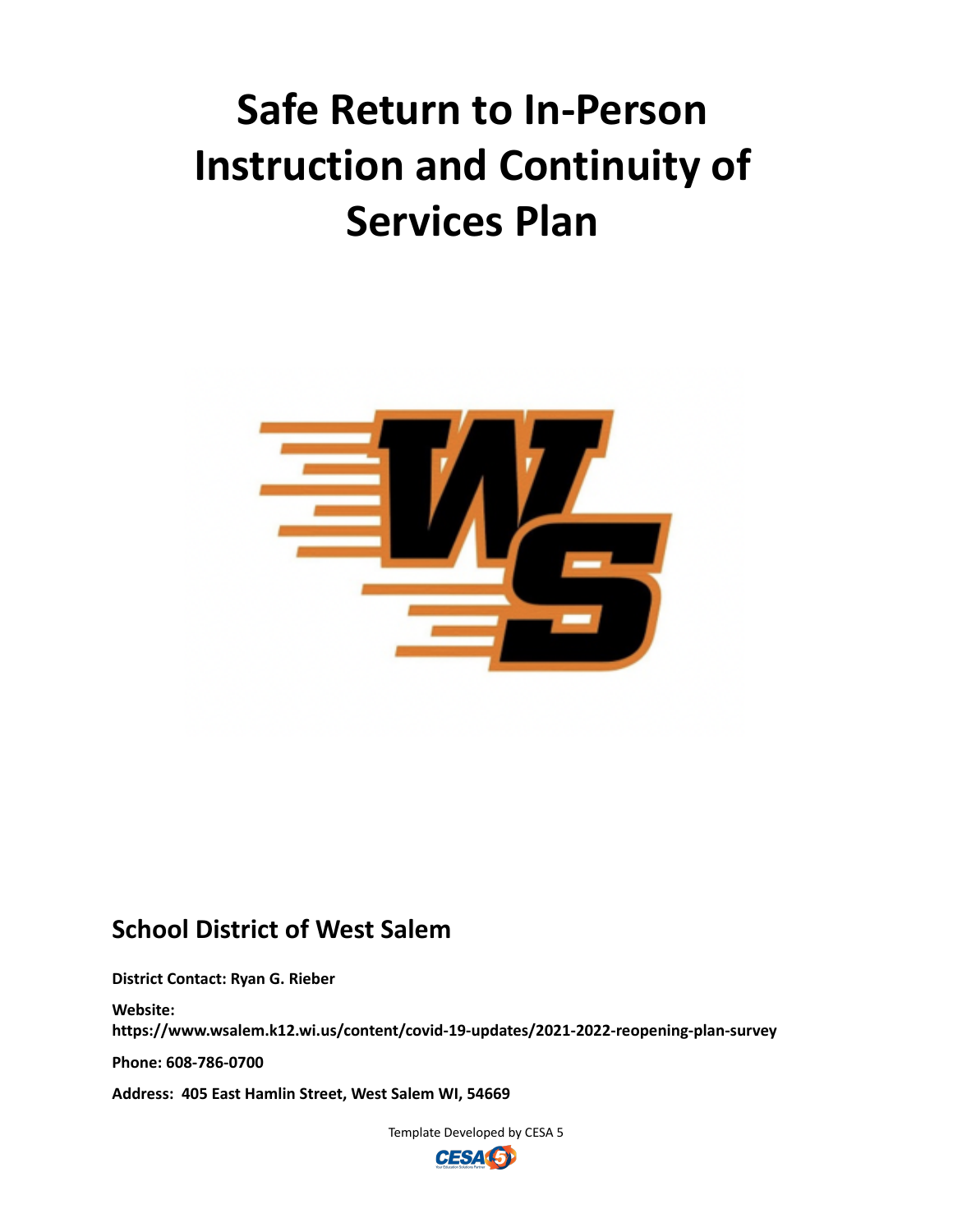# Safe Return to In-Person Instruction and Continuity of Services Plan

## School District of West Salem

**District Contact: Ryan G. Rieber**

**Website: https://www.wsalem.k12.wi.us/content/covid-19-updates/2021-2022-reopening-plan-survey**

**Phone: 608-786-0700**

**Address: 405 East Hamlin Street, West Salem WI, 54669**

Template Developed by CESA 5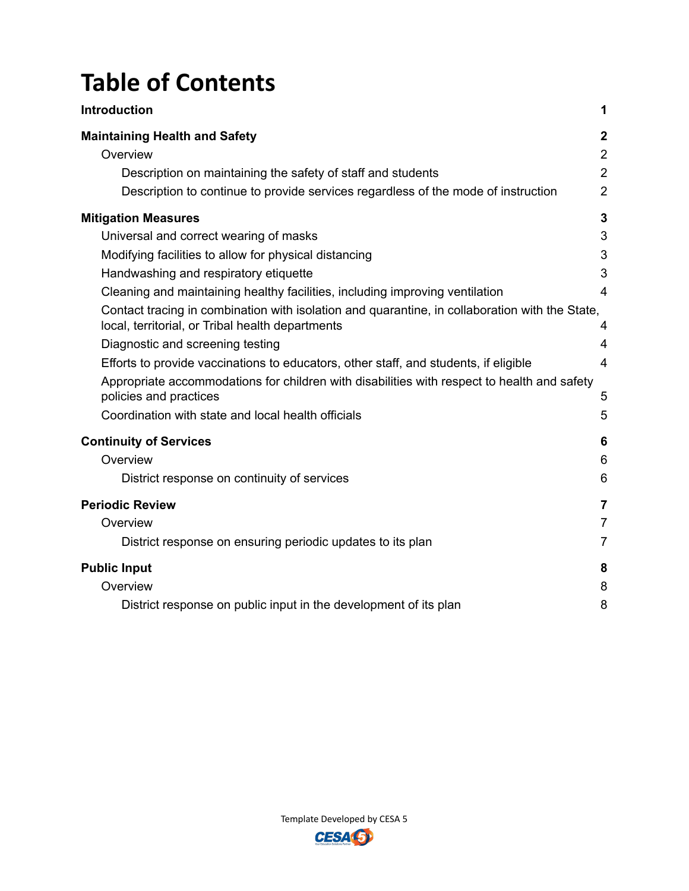# Table of Contents

**Introduction** **1**

**Maintaining Health and Safety** **2**

- Overview 2
  - Description on maintaining the safety of staff and students 2
  - Description to continue to provide services regardless of the mode of instruction 2

**Mitigation Measures** **3**

- Universal and correct wearing of masks 3
- Modifying facilities to allow for physical distancing 3
- Handwashing and respiratory etiquette 3
- Cleaning and maintaining healthy facilities, including improving ventilation 4
- Contact tracing in combination with isolation and quarantine, in collaboration with the State, local, territorial, or Tribal health departments 4
- Diagnostic and screening testing 4
- Efforts to provide vaccinations to educators, other staff, and students, if eligible 4
- Appropriate accommodations for children with disabilities with respect to health and safety policies and practices 5
- Coordination with state and local health officials 5

**Continuity of Services** **6**

- Overview 6
  - District response on continuity of services 6

**Periodic Review** **7**

- Overview 7
  - District response on ensuring periodic updates to its plan 7

**Public Input** **8**

- Overview 8
  - District response on public input in the development of its plan 8

Template Developed by CESA 5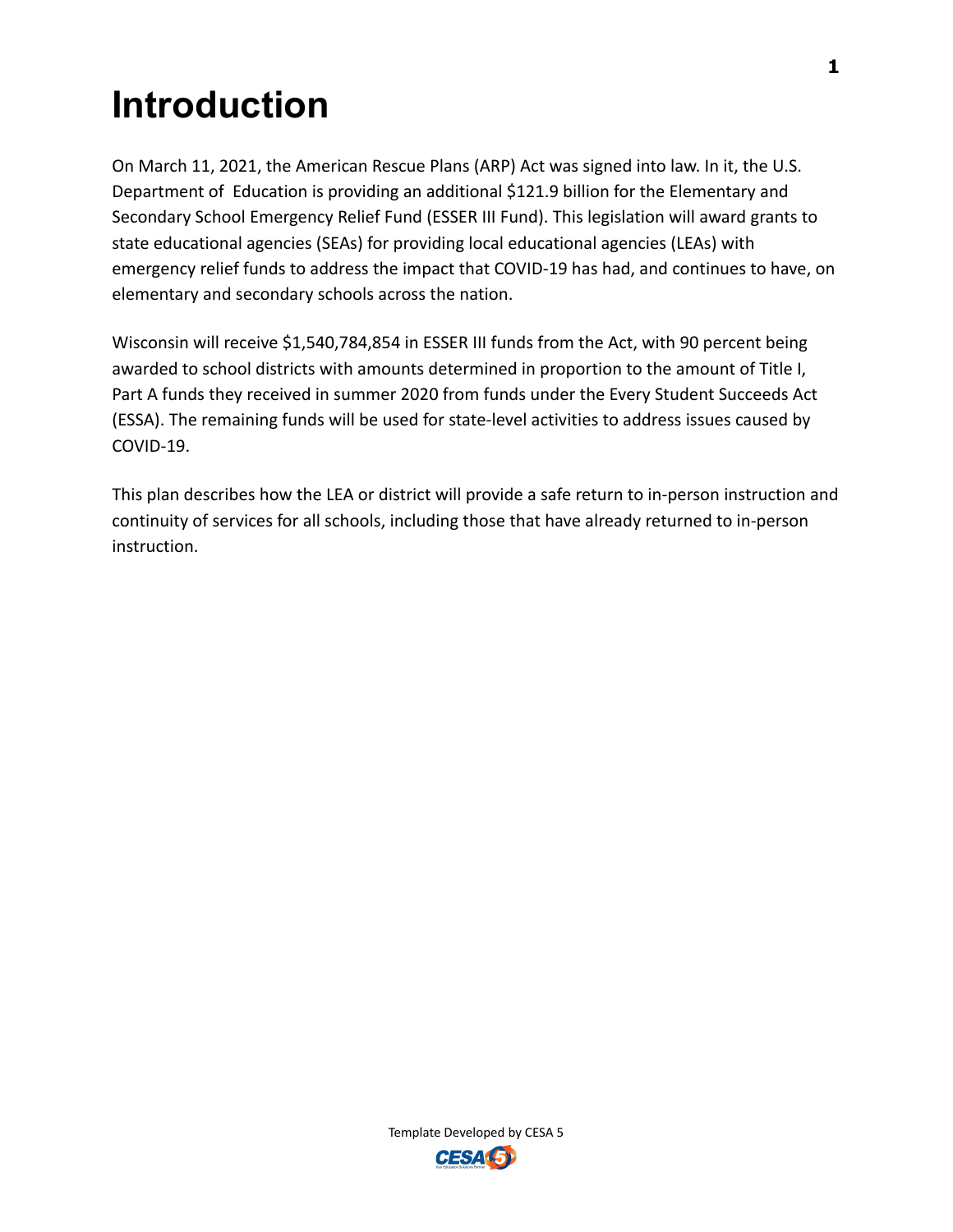# Introduction

On March 11, 2021, the American Rescue Plans (ARP) Act was signed into law. In it, the U.S. Department of Education is providing an additional $121.9 billion for the Elementary and Secondary School Emergency Relief Fund (ESSER III Fund). This legislation will award grants to state educational agencies (SEAs) for providing local educational agencies (LEAs) with emergency relief funds to address the impact that COVID-19 has had, and continues to have, on elementary and secondary schools across the nation.

Wisconsin will receive $1,540,784,854 in ESSER III funds from the Act, with 90 percent being awarded to school districts with amounts determined in proportion to the amount of Title I, Part A funds they received in summer 2020 from funds under the Every Student Succeeds Act (ESSA). The remaining funds will be used for state-level activities to address issues caused by COVID-19.

This plan describes how the LEA or district will provide a safe return to in-person instruction and continuity of services for all schools, including those that have already returned to in-person instruction.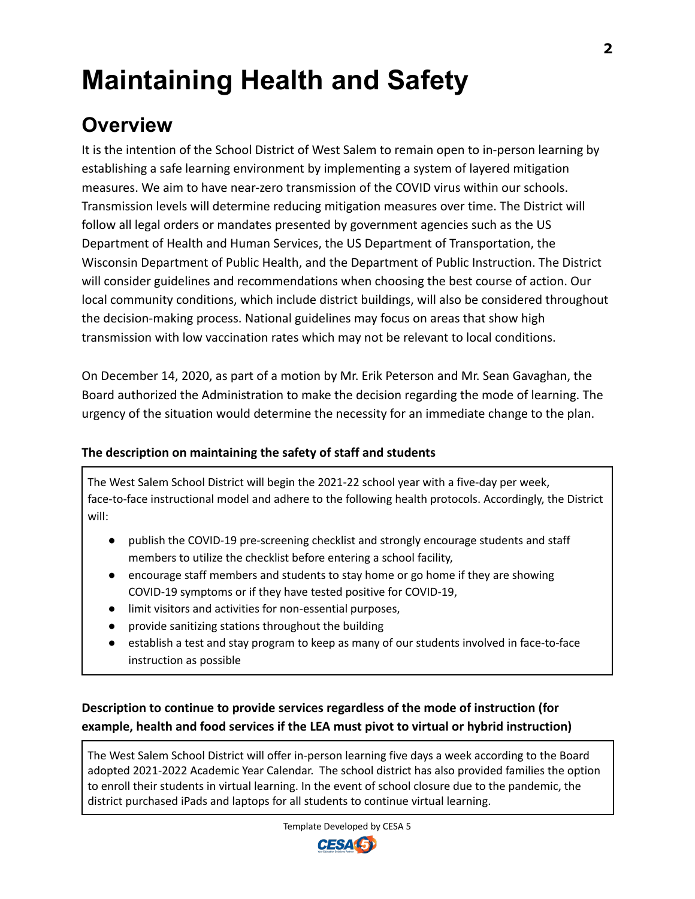# Maintaining Health and Safety

## Overview

It is the intention of the School District of West Salem to remain open to in-person learning by establishing a safe learning environment by implementing a system of layered mitigation measures. We aim to have near-zero transmission of the COVID virus within our schools. Transmission levels will determine reducing mitigation measures over time. The District will follow all legal orders or mandates presented by government agencies such as the US Department of Health and Human Services, the US Department of Transportation, the Wisconsin Department of Public Health, and the Department of Public Instruction. The District will consider guidelines and recommendations when choosing the best course of action. Our local community conditions, which include district buildings, will also be considered throughout the decision-making process. National guidelines may focus on areas that show high transmission with low vaccination rates which may not be relevant to local conditions.

On December 14, 2020, as part of a motion by Mr. Erik Peterson and Mr. Sean Gavaghan, the Board authorized the Administration to make the decision regarding the mode of learning. The urgency of the situation would determine the necessity for an immediate change to the plan.

**The description on maintaining the safety of staff and students**

The West Salem School District will begin the 2021-22 school year with a five-day per week, face-to-face instructional model and adhere to the following health protocols. Accordingly, the District will:

- publish the COVID-19 pre-screening checklist and strongly encourage students and staff members to utilize the checklist before entering a school facility,
- encourage staff members and students to stay home or go home if they are showing COVID-19 symptoms or if they have tested positive for COVID-19,
- limit visitors and activities for non-essential purposes,
- provide sanitizing stations throughout the building
- establish a test and stay program to keep as many of our students involved in face-to-face instruction as possible

**Description to continue to provide services regardless of the mode of instruction (for example, health and food services if the LEA must pivot to virtual or hybrid instruction)**

The West Salem School District will offer in-person learning five days a week according to the Board adopted 2021-2022 Academic Year Calendar. The school district has also provided families the option to enroll their students in virtual learning. In the event of school closure due to the pandemic, the district purchased iPads and laptops for all students to continue virtual learning.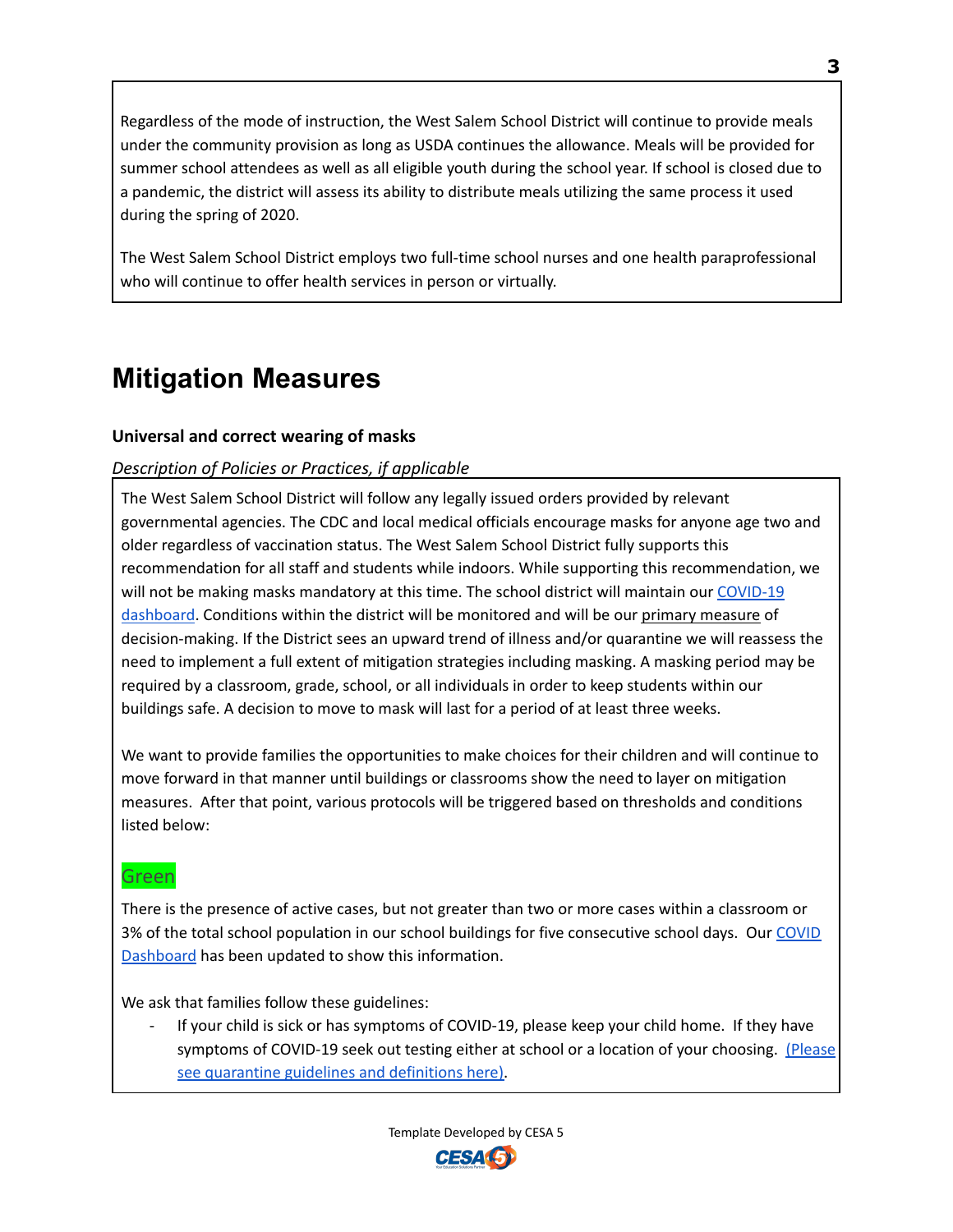Regardless of the mode of instruction, the West Salem School District will continue to provide meals under the community provision as long as USDA continues the allowance. Meals will be provided for summer school attendees as well as all eligible youth during the school year. If school is closed due to a pandemic, the district will assess its ability to distribute meals utilizing the same process it used during the spring of 2020.

The West Salem School District employs two full-time school nurses and one health paraprofessional who will continue to offer health services in person or virtually.

# Mitigation Measures

**Universal and correct wearing of masks**

*Description of Policies or Practices, if applicable*

The West Salem School District will follow any legally issued orders provided by relevant governmental agencies. The CDC and local medical officials encourage masks for anyone age two and older regardless of vaccination status. The West Salem School District fully supports this recommendation for all staff and students while indoors. While supporting this recommendation, we will not be making masks mandatory at this time. The school district will maintain our [COVID-19 dashboard](). Conditions within the district will be monitored and will be our primary measure of decision-making. If the District sees an upward trend of illness and/or quarantine we will reassess the need to implement a full extent of mitigation strategies including masking. A masking period may be required by a classroom, grade, school, or all individuals in order to keep students within our buildings safe. A decision to move to mask will last for a period of at least three weeks.

We want to provide families the opportunities to make choices for their children and will continue to move forward in that manner until buildings or classrooms show the need to layer on mitigation measures. After that point, various protocols will be triggered based on thresholds and conditions listed below:

Green

There is the presence of active cases, but not greater than two or more cases within a classroom or 3% of the total school population in our school buildings for five consecutive school days. Our [COVID Dashboard]() has been updated to show this information.

We ask that families follow these guidelines:

- If your child is sick or has symptoms of COVID-19, please keep your child home. If they have symptoms of COVID-19 seek out testing either at school or a location of your choosing. [(Please see quarantine guidelines and definitions here)]().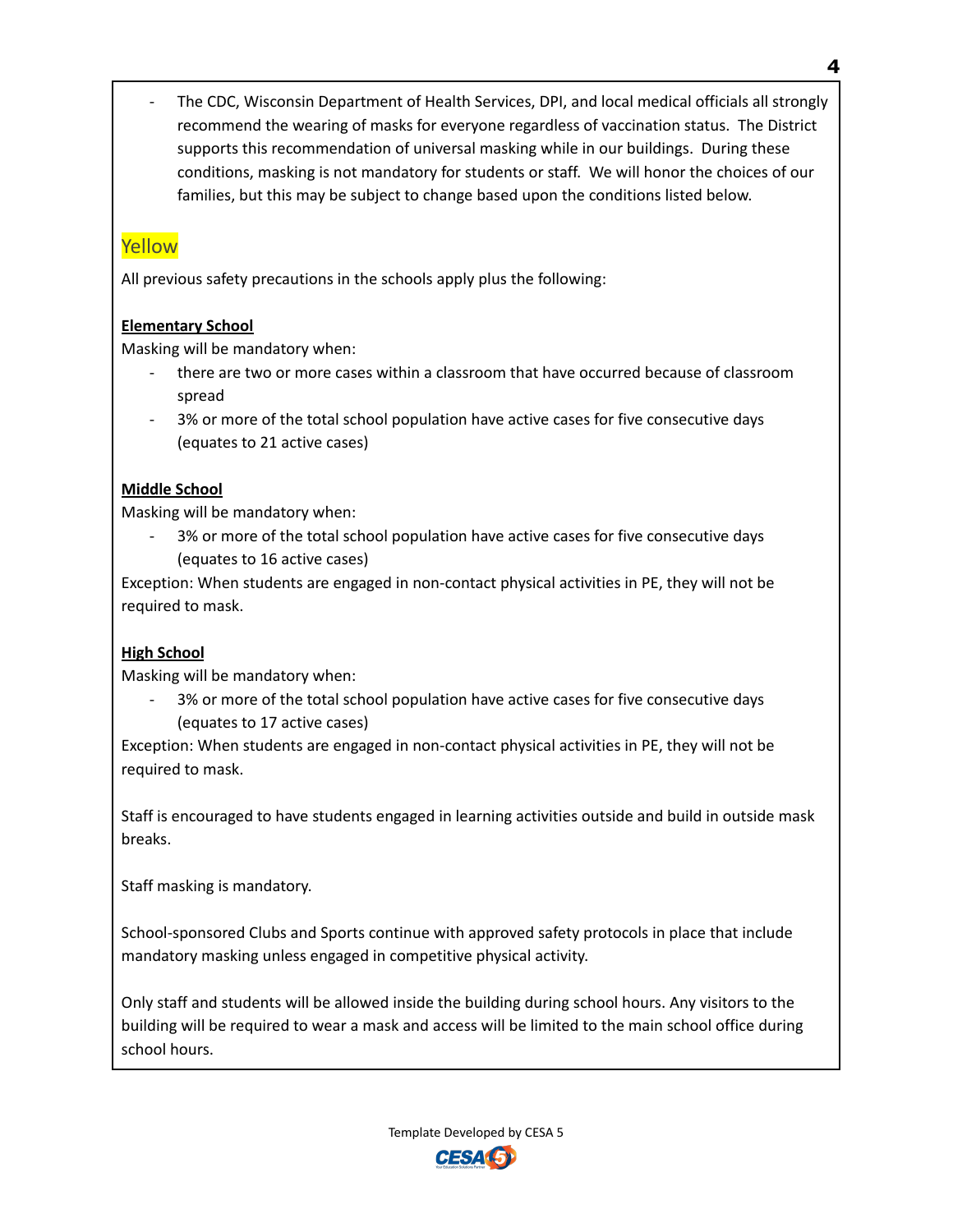- The CDC, Wisconsin Department of Health Services, DPI, and local medical officials all strongly recommend the wearing of masks for everyone regardless of vaccination status. The District supports this recommendation of universal masking while in our buildings. During these conditions, masking is not mandatory for students or staff. We will honor the choices of our families, but this may be subject to change based upon the conditions listed below.

## Yellow

All previous safety precautions in the schools apply plus the following:

**Elementary School**

Masking will be mandatory when:

- there are two or more cases within a classroom that have occurred because of classroom spread
- 3% or more of the total school population have active cases for five consecutive days (equates to 21 active cases)

**Middle School**

Masking will be mandatory when:

- 3% or more of the total school population have active cases for five consecutive days (equates to 16 active cases)

Exception: When students are engaged in non-contact physical activities in PE, they will not be required to mask.

**High School**

Masking will be mandatory when:

- 3% or more of the total school population have active cases for five consecutive days (equates to 17 active cases)

Exception: When students are engaged in non-contact physical activities in PE, they will not be required to mask.

Staff is encouraged to have students engaged in learning activities outside and build in outside mask breaks.

Staff masking is mandatory.

School-sponsored Clubs and Sports continue with approved safety protocols in place that include mandatory masking unless engaged in competitive physical activity.

Only staff and students will be allowed inside the building during school hours. Any visitors to the building will be required to wear a mask and access will be limited to the main school office during school hours.

Template Developed by CESA 5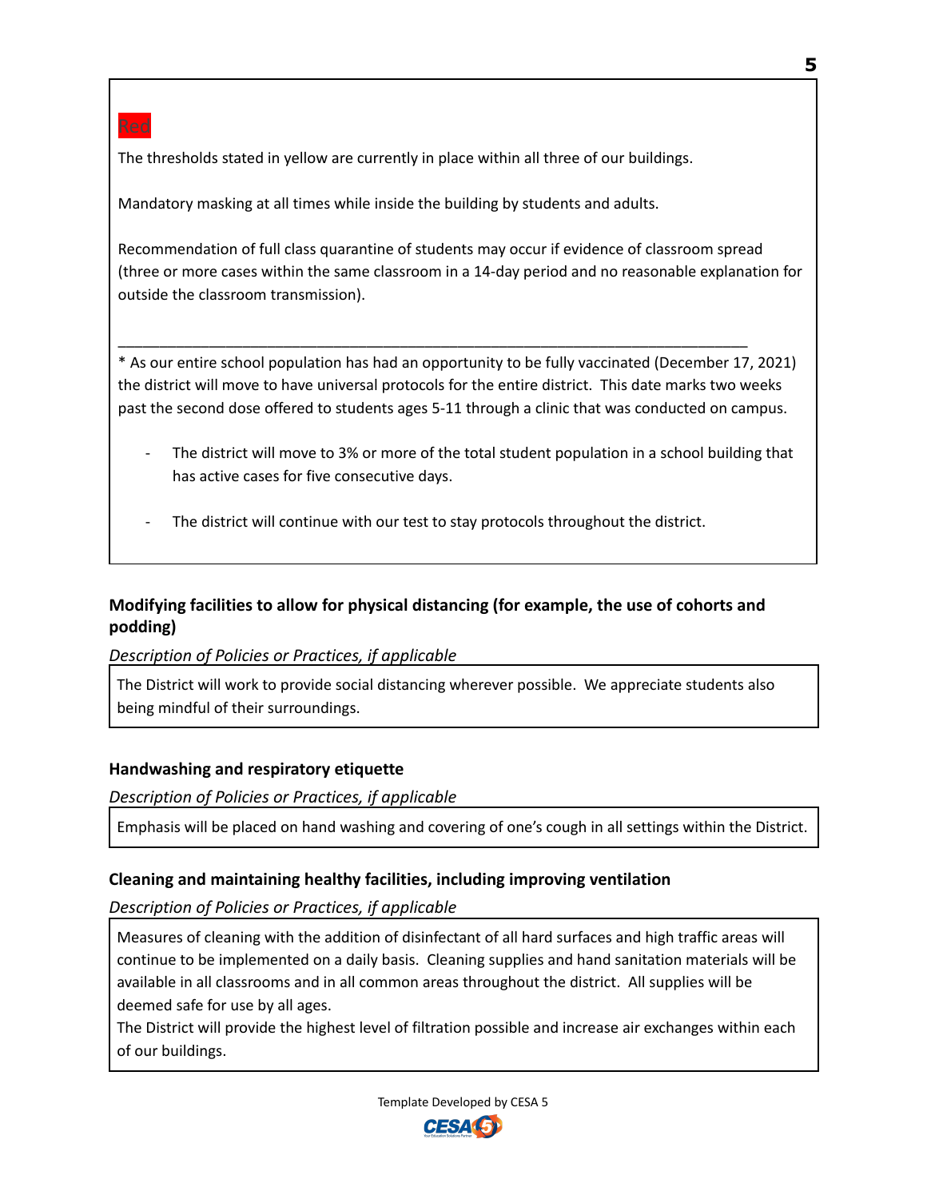Red

The thresholds stated in yellow are currently in place within all three of our buildings.

Mandatory masking at all times while inside the building by students and adults.

Recommendation of full class quarantine of students may occur if evidence of classroom spread (three or more cases within the same classroom in a 14-day period and no reasonable explanation for outside the classroom transmission).

---

* As our entire school population has had an opportunity to be fully vaccinated (December 17, 2021) the district will move to have universal protocols for the entire district. This date marks two weeks past the second dose offered to students ages 5-11 through a clinic that was conducted on campus.

- The district will move to 3% or more of the total student population in a school building that has active cases for five consecutive days.
- The district will continue with our test to stay protocols throughout the district.

**Modifying facilities to allow for physical distancing (for example, the use of cohorts and podding)**

*Description of Policies or Practices, if applicable*

The District will work to provide social distancing wherever possible. We appreciate students also being mindful of their surroundings.

**Handwashing and respiratory etiquette**

*Description of Policies or Practices, if applicable*

Emphasis will be placed on hand washing and covering of one's cough in all settings within the District.

**Cleaning and maintaining healthy facilities, including improving ventilation**

*Description of Policies or Practices, if applicable*

Measures of cleaning with the addition of disinfectant of all hard surfaces and high traffic areas will continue to be implemented on a daily basis. Cleaning supplies and hand sanitation materials will be available in all classrooms and in all common areas throughout the district. All supplies will be deemed safe for use by all ages.
The District will provide the highest level of filtration possible and increase air exchanges within each of our buildings.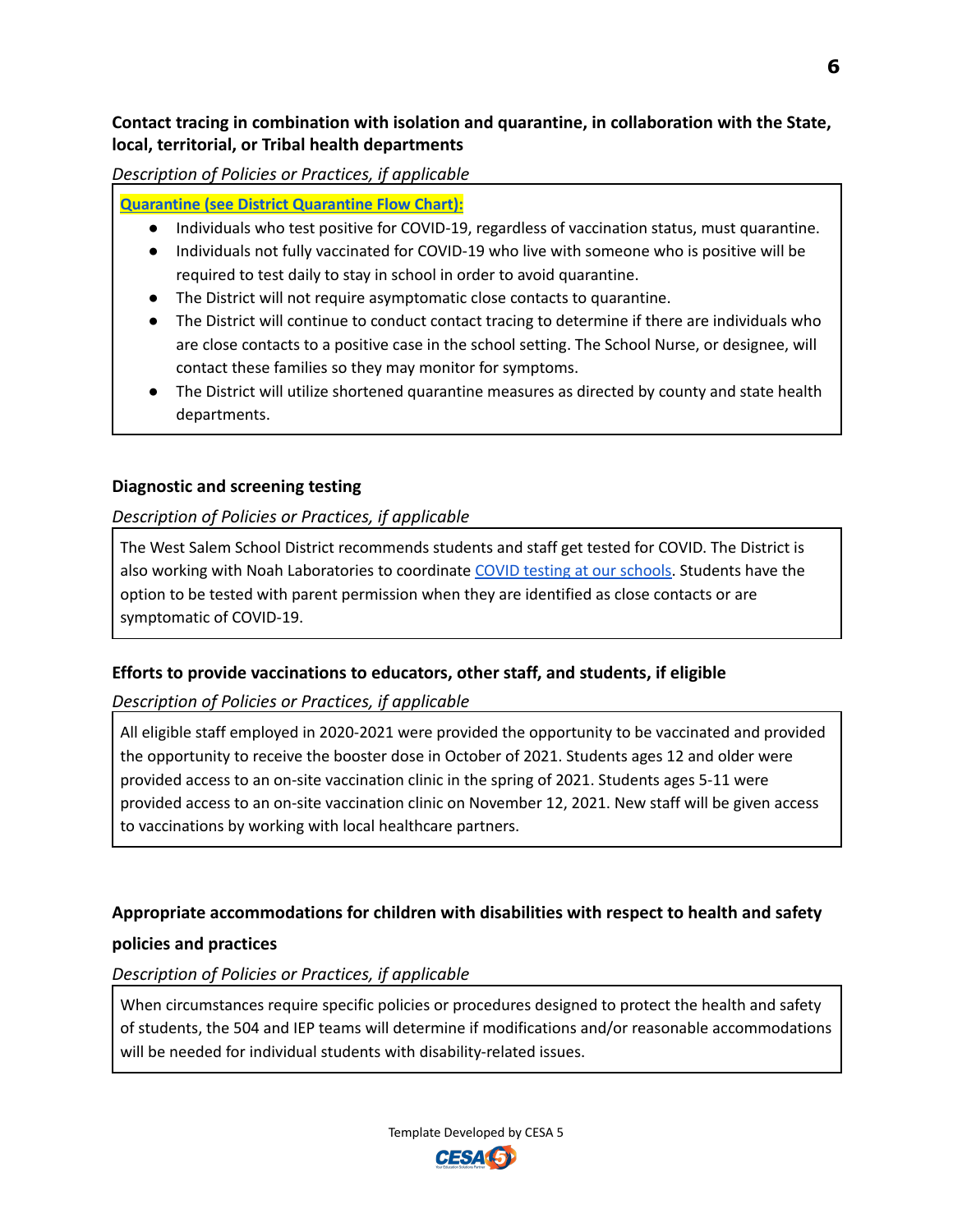**Contact tracing in combination with isolation and quarantine, in collaboration with the State, local, territorial, or Tribal health departments**

*Description of Policies or Practices, if applicable*

**Quarantine (see District Quarantine Flow Chart):**

- Individuals who test positive for COVID-19, regardless of vaccination status, must quarantine.
- Individuals not fully vaccinated for COVID-19 who live with someone who is positive will be required to test daily to stay in school in order to avoid quarantine.
- The District will not require asymptomatic close contacts to quarantine.
- The District will continue to conduct contact tracing to determine if there are individuals who are close contacts to a positive case in the school setting. The School Nurse, or designee, will contact these families so they may monitor for symptoms.
- The District will utilize shortened quarantine measures as directed by county and state health departments.

**Diagnostic and screening testing**

*Description of Policies or Practices, if applicable*

The West Salem School District recommends students and staff get tested for COVID. The District is also working with Noah Laboratories to coordinate COVID testing at our schools. Students have the option to be tested with parent permission when they are identified as close contacts or are symptomatic of COVID-19.

**Efforts to provide vaccinations to educators, other staff, and students, if eligible**

*Description of Policies or Practices, if applicable*

All eligible staff employed in 2020-2021 were provided the opportunity to be vaccinated and provided the opportunity to receive the booster dose in October of 2021. Students ages 12 and older were provided access to an on-site vaccination clinic in the spring of 2021. Students ages 5-11 were provided access to an on-site vaccination clinic on November 12, 2021. New staff will be given access to vaccinations by working with local healthcare partners.

**Appropriate accommodations for children with disabilities with respect to health and safety policies and practices**

*Description of Policies or Practices, if applicable*

When circumstances require specific policies or procedures designed to protect the health and safety of students, the 504 and IEP teams will determine if modifications and/or reasonable accommodations will be needed for individual students with disability-related issues.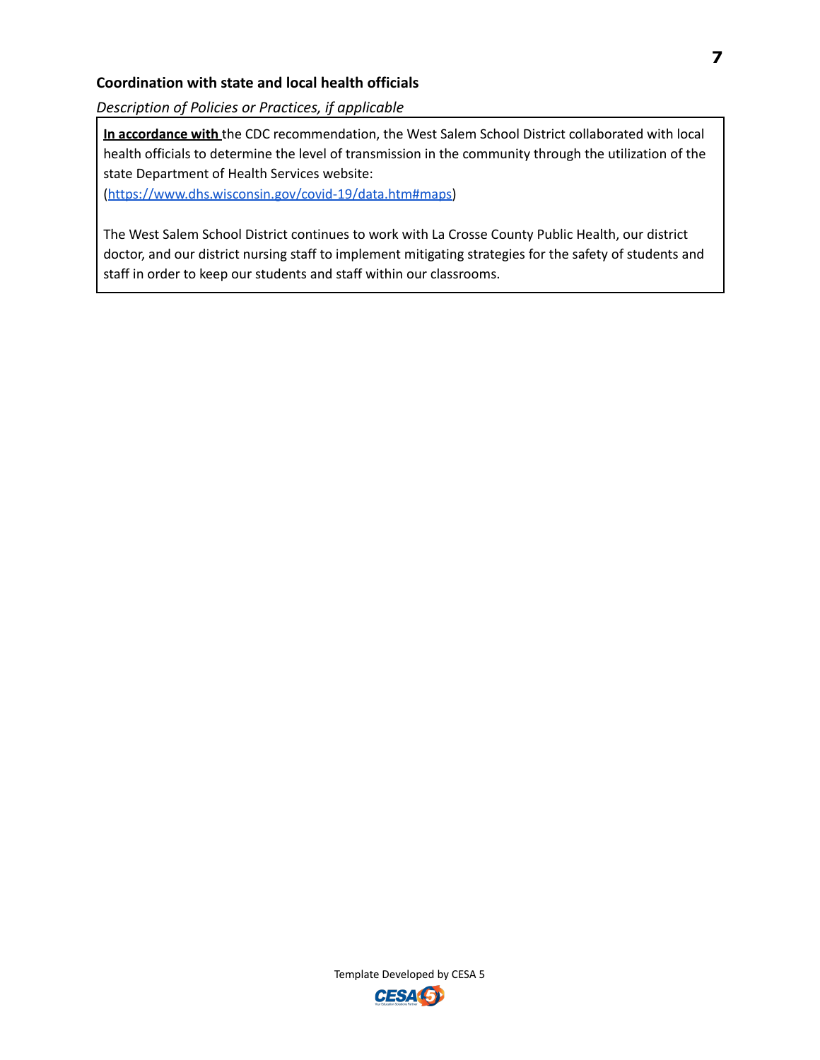**Coordination with state and local health officials**

*Description of Policies or Practices, if applicable*

**In accordance with** the CDC recommendation, the West Salem School District collaborated with local health officials to determine the level of transmission in the community through the utilization of the state Department of Health Services website:
(https://www.dhs.wisconsin.gov/covid-19/data.htm#maps)

The West Salem School District continues to work with La Crosse County Public Health, our district doctor, and our district nursing staff to implement mitigating strategies for the safety of students and staff in order to keep our students and staff within our classrooms.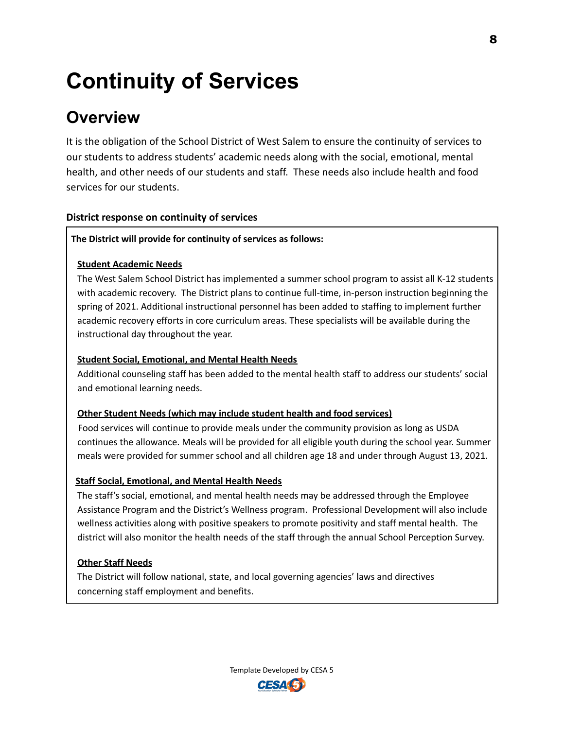# Continuity of Services

## Overview

It is the obligation of the School District of West Salem to ensure the continuity of services to our students to address students' academic needs along with the social, emotional, mental health, and other needs of our students and staff. These needs also include health and food services for our students.

**District response on continuity of services**

**The District will provide for continuity of services as follows:**

**Student Academic Needs**

The West Salem School District has implemented a summer school program to assist all K-12 students with academic recovery. The District plans to continue full-time, in-person instruction beginning the spring of 2021. Additional instructional personnel has been added to staffing to implement further academic recovery efforts in core curriculum areas. These specialists will be available during the instructional day throughout the year.

**Student Social, Emotional, and Mental Health Needs**

Additional counseling staff has been added to the mental health staff to address our students' social and emotional learning needs.

**Other Student Needs (which may include student health and food services)**

Food services will continue to provide meals under the community provision as long as USDA continues the allowance. Meals will be provided for all eligible youth during the school year. Summer meals were provided for summer school and all children age 18 and under through August 13, 2021.

**Staff Social, Emotional, and Mental Health Needs**

The staff's social, emotional, and mental health needs may be addressed through the Employee Assistance Program and the District's Wellness program. Professional Development will also include wellness activities along with positive speakers to promote positivity and staff mental health. The district will also monitor the health needs of the staff through the annual School Perception Survey.

**Other Staff Needs**

The District will follow national, state, and local governing agencies' laws and directives concerning staff employment and benefits.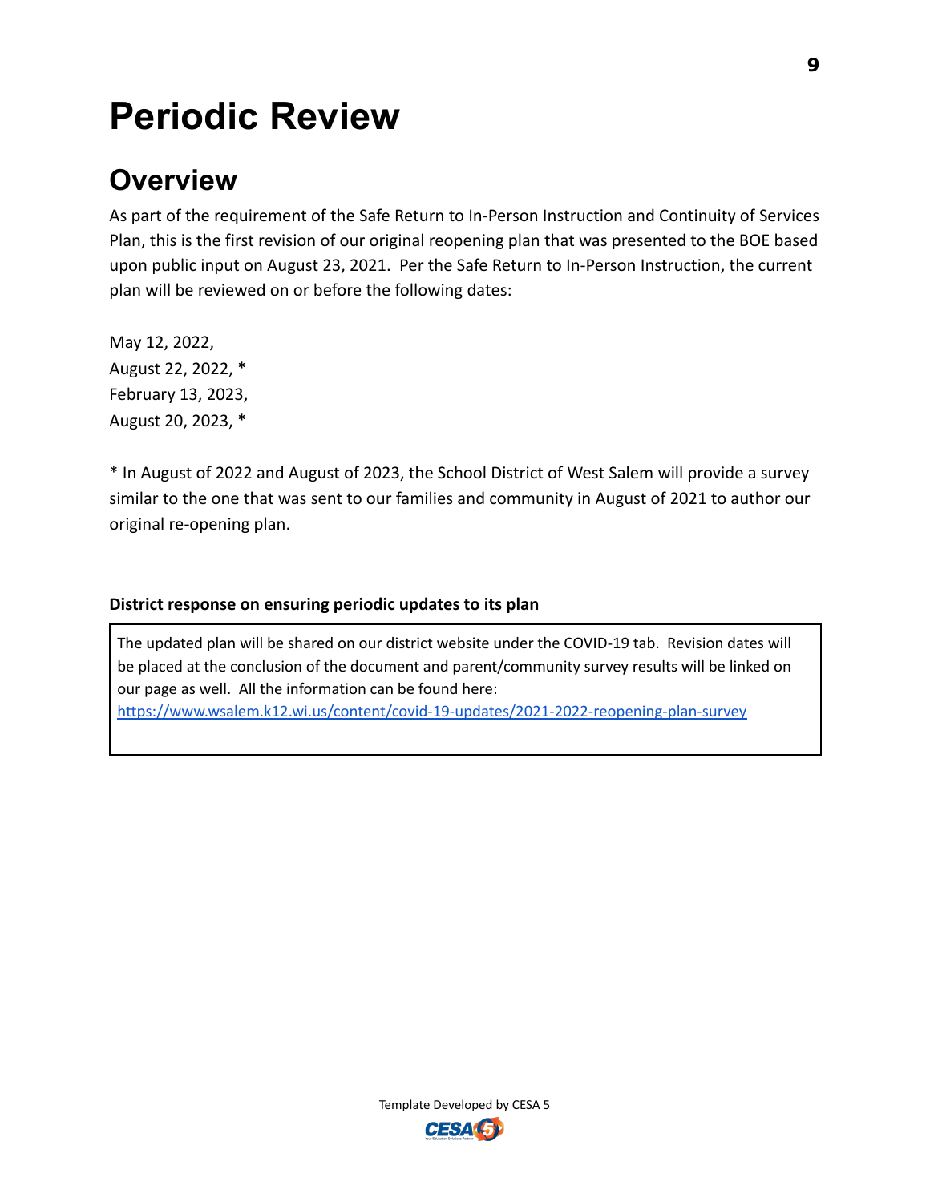# Periodic Review

## Overview

As part of the requirement of the Safe Return to In-Person Instruction and Continuity of Services Plan, this is the first revision of our original reopening plan that was presented to the BOE based upon public input on August 23, 2021. Per the Safe Return to In-Person Instruction, the current plan will be reviewed on or before the following dates:

May 12, 2022,
August 22, 2022, *
February 13, 2023,
August 20, 2023, *

* In August of 2022 and August of 2023, the School District of West Salem will provide a survey similar to the one that was sent to our families and community in August of 2021 to author our original re-opening plan.

**District response on ensuring periodic updates to its plan**

The updated plan will be shared on our district website under the COVID-19 tab. Revision dates will be placed at the conclusion of the document and parent/community survey results will be linked on our page as well. All the information can be found here: https://www.wsalem.k12.wi.us/content/covid-19-updates/2021-2022-reopening-plan-survey

Template Developed by CESA 5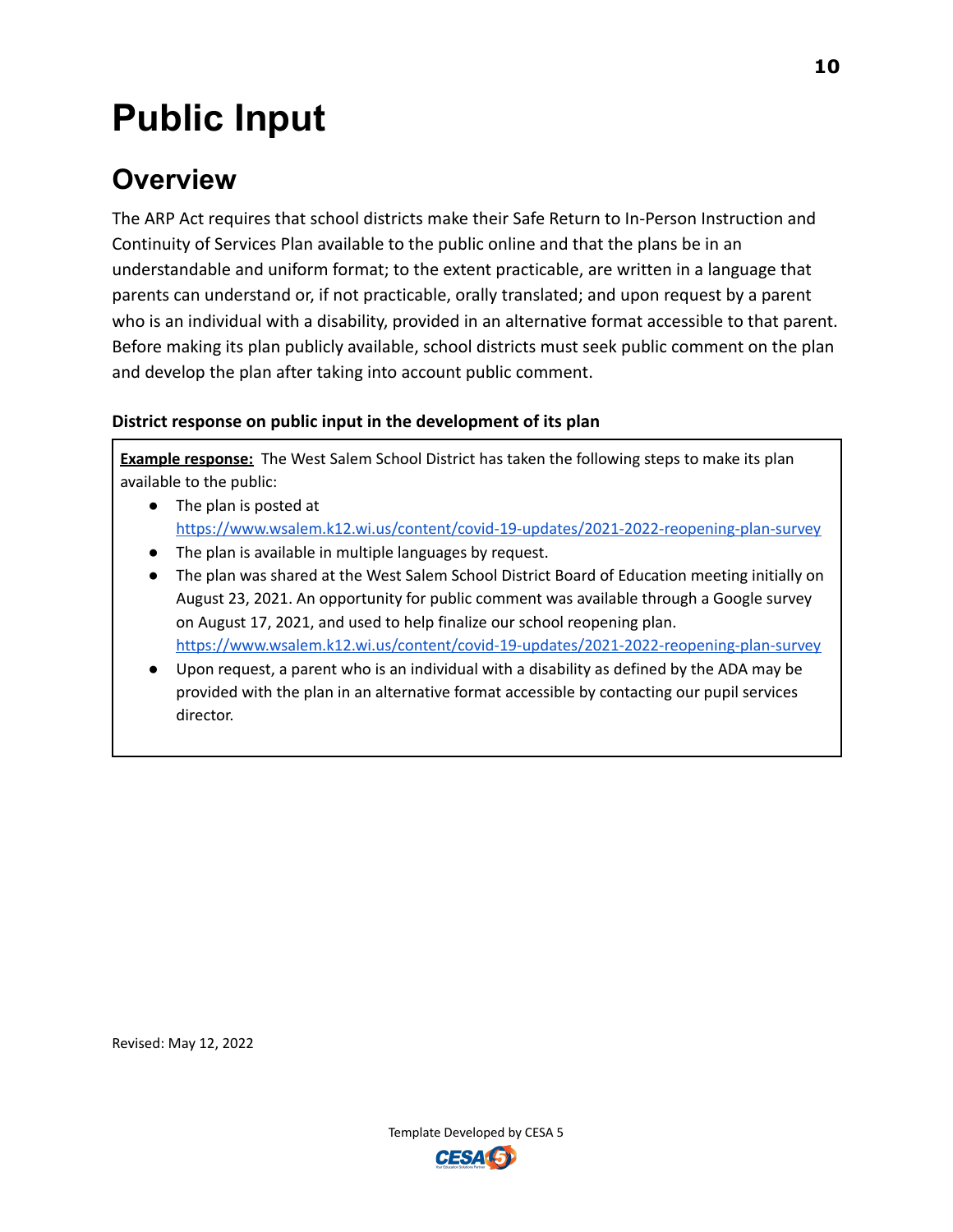# Public Input

## Overview

The ARP Act requires that school districts make their Safe Return to In-Person Instruction and Continuity of Services Plan available to the public online and that the plans be in an understandable and uniform format; to the extent practicable, are written in a language that parents can understand or, if not practicable, orally translated; and upon request by a parent who is an individual with a disability, provided in an alternative format accessible to that parent. Before making its plan publicly available, school districts must seek public comment on the plan and develop the plan after taking into account public comment.

**District response on public input in the development of its plan**

**Example response:** The West Salem School District has taken the following steps to make its plan available to the public:

- The plan is posted at https://www.wsalem.k12.wi.us/content/covid-19-updates/2021-2022-reopening-plan-survey
- The plan is available in multiple languages by request.
- The plan was shared at the West Salem School District Board of Education meeting initially on August 23, 2021. An opportunity for public comment was available through a Google survey on August 17, 2021, and used to help finalize our school reopening plan. https://www.wsalem.k12.wi.us/content/covid-19-updates/2021-2022-reopening-plan-survey
- Upon request, a parent who is an individual with a disability as defined by the ADA may be provided with the plan in an alternative format accessible by contacting our pupil services director.

Revised: May 12, 2022